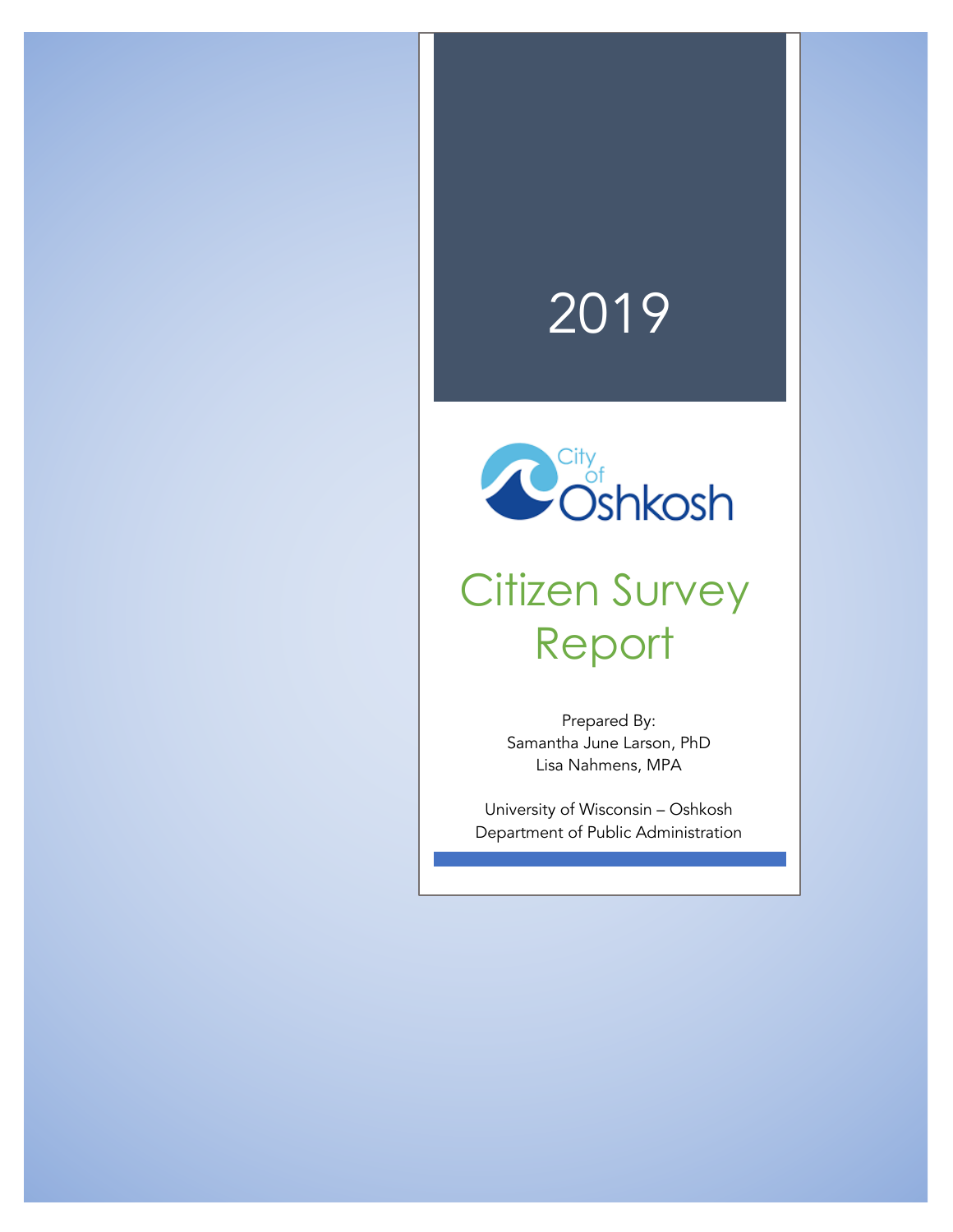# 2019

City of Oshkosh

# Citizen Survey Report

Prepared By:
Samantha June Larson, PhD
Lisa Nahmens, MPA

University of Wisconsin – Oshkosh
Department of Public Administration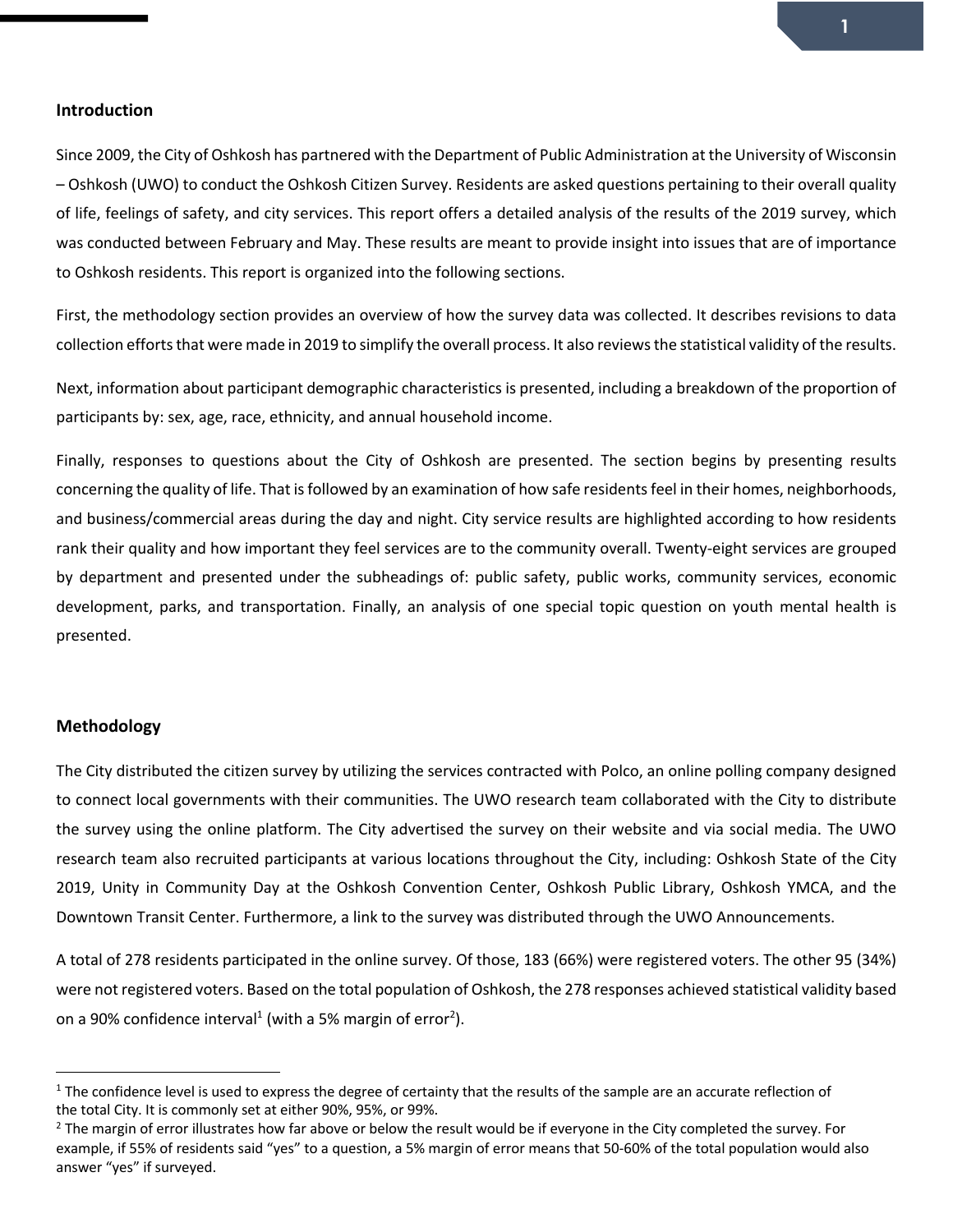## Introduction

Since 2009, the City of Oshkosh has partnered with the Department of Public Administration at the University of Wisconsin – Oshkosh (UWO) to conduct the Oshkosh Citizen Survey. Residents are asked questions pertaining to their overall quality of life, feelings of safety, and city services. This report offers a detailed analysis of the results of the 2019 survey, which was conducted between February and May. These results are meant to provide insight into issues that are of importance to Oshkosh residents. This report is organized into the following sections.

First, the methodology section provides an overview of how the survey data was collected. It describes revisions to data collection efforts that were made in 2019 to simplify the overall process. It also reviews the statistical validity of the results.

Next, information about participant demographic characteristics is presented, including a breakdown of the proportion of participants by: sex, age, race, ethnicity, and annual household income.

Finally, responses to questions about the City of Oshkosh are presented. The section begins by presenting results concerning the quality of life. That is followed by an examination of how safe residents feel in their homes, neighborhoods, and business/commercial areas during the day and night. City service results are highlighted according to how residents rank their quality and how important they feel services are to the community overall. Twenty-eight services are grouped by department and presented under the subheadings of: public safety, public works, community services, economic development, parks, and transportation. Finally, an analysis of one special topic question on youth mental health is presented.

## Methodology

The City distributed the citizen survey by utilizing the services contracted with Polco, an online polling company designed to connect local governments with their communities. The UWO research team collaborated with the City to distribute the survey using the online platform. The City advertised the survey on their website and via social media. The UWO research team also recruited participants at various locations throughout the City, including: Oshkosh State of the City 2019, Unity in Community Day at the Oshkosh Convention Center, Oshkosh Public Library, Oshkosh YMCA, and the Downtown Transit Center. Furthermore, a link to the survey was distributed through the UWO Announcements.

A total of 278 residents participated in the online survey. Of those, 183 (66%) were registered voters. The other 95 (34%) were not registered voters. Based on the total population of Oshkosh, the 278 responses achieved statistical validity based on a 90% confidence interval[1] (with a 5% margin of error[2]).

---

[1] The confidence level is used to express the degree of certainty that the results of the sample are an accurate reflection of the total City. It is commonly set at either 90%, 95%, or 99%.

[2] The margin of error illustrates how far above or below the result would be if everyone in the City completed the survey. For example, if 55% of residents said "yes" to a question, a 5% margin of error means that 50-60% of the total population would also answer "yes" if surveyed.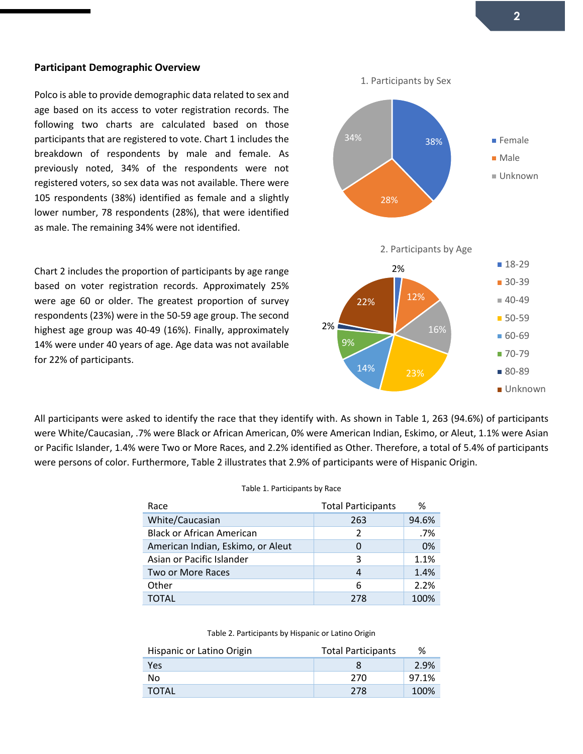## Participant Demographic Overview

Polco is able to provide demographic data related to sex and age based on its access to voter registration records. The following two charts are calculated based on those participants that are registered to vote. Chart 1 includes the breakdown of respondents by male and female. As previously noted, 34% of the respondents were not registered voters, so sex data was not available. There were 105 respondents (38%) identified as female and a slightly lower number, 78 respondents (28%), that were identified as male. The remaining 34% were not identified.

1. Participants by Sex

| Sex | % |
| --- | --- |
| Female | 38% |
| Male | 28% |
| Unknown | 34% |

Chart 2 includes the proportion of participants by age range based on voter registration records. Approximately 25% were age 60 or older. The greatest proportion of survey respondents (23%) were in the 50-59 age group. The second highest age group was 40-49 (16%). Finally, approximately 14% were under 40 years of age. Age data was not available for 22% of participants.

2. Participants by Age

| Age | % |
| --- | --- |
| 18-29 | 2% |
| 30-39 | 12% |
| 40-49 | 16% |
| 50-59 | 23% |
| 60-69 | 14% |
| 70-79 | 9% |
| 80-89 | 2% |
| Unknown | 22% |

All participants were asked to identify the race that they identify with. As shown in Table 1, 263 (94.6%) of participants were White/Caucasian, .7% were Black or African American, 0% were American Indian, Eskimo, or Aleut, 1.1% were Asian or Pacific Islander, 1.4% were Two or More Races, and 2.2% identified as Other. Therefore, a total of 5.4% of participants were persons of color. Furthermore, Table 2 illustrates that 2.9% of participants were of Hispanic Origin.

Table 1. Participants by Race

| Race | Total Participants | % |
| --- | --- | --- |
| White/Caucasian | 263 | 94.6% |
| Black or African American | 2 | .7% |
| American Indian, Eskimo, or Aleut | 0 | 0% |
| Asian or Pacific Islander | 3 | 1.1% |
| Two or More Races | 4 | 1.4% |
| Other | 6 | 2.2% |
| TOTAL | 278 | 100% |

Table 2. Participants by Hispanic or Latino Origin

| Hispanic or Latino Origin | Total Participants | % |
| --- | --- | --- |
| Yes | 8 | 2.9% |
| No | 270 | 97.1% |
| TOTAL | 278 | 100% |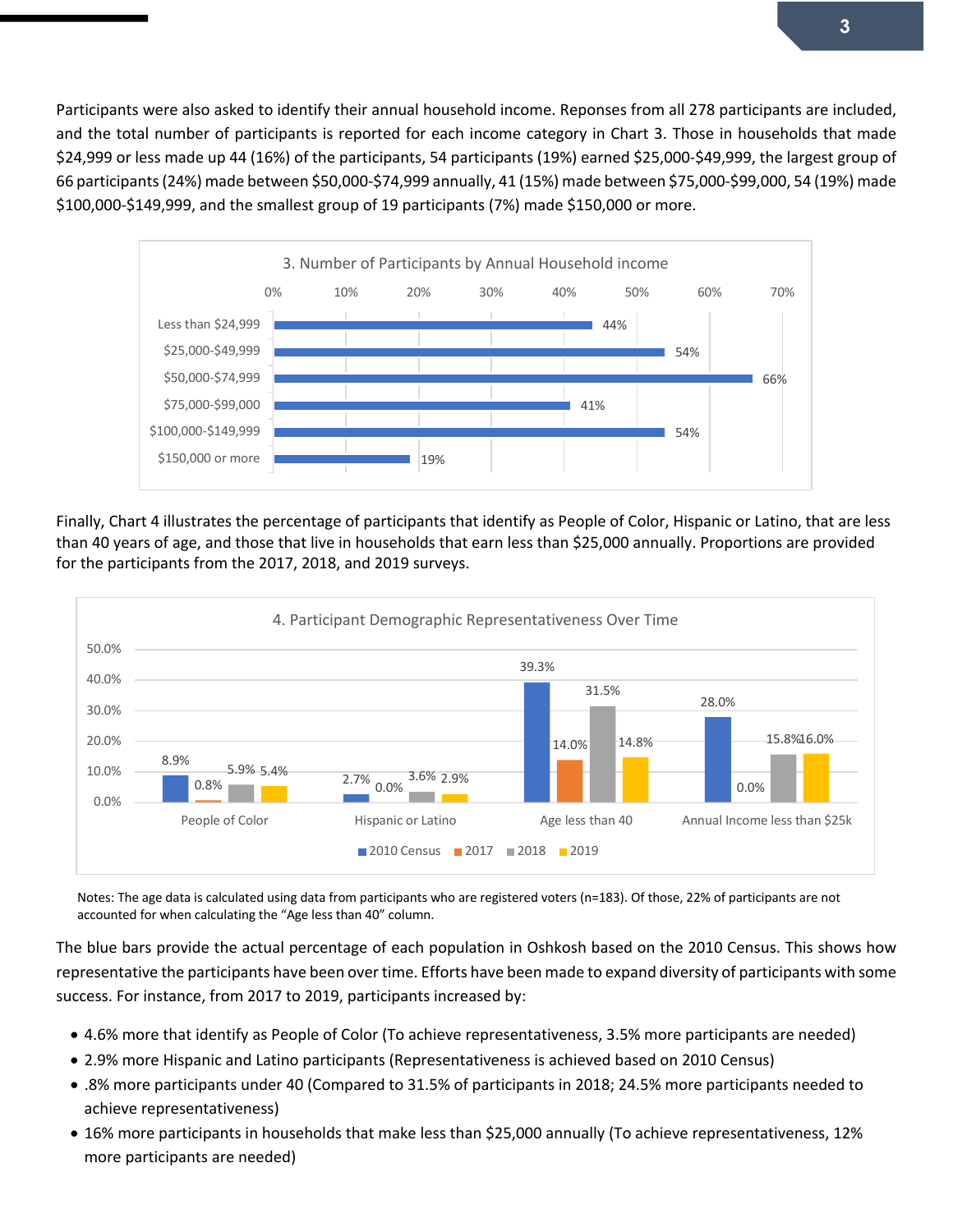Participants were also asked to identify their annual household income. Reponses from all 278 participants are included, and the total number of participants is reported for each income category in Chart 3. Those in households that made $24,999 or less made up 44 (16%) of the participants, 54 participants (19%) earned $25,000-$49,999, the largest group of 66 participants (24%) made between $50,000-$74,999 annually, 41 (15%) made between $75,000-$99,000, 54 (19%) made $100,000-$149,999, and the smallest group of 19 participants (7%) made $150,000 or more.

**3. Number of Participants by Annual Household income**

| Income | Value |
|---|---|
| Less than $24,999 | 44% |
| $25,000-$49,999 | 54% |
| $50,000-$74,999 | 66% |
| $75,000-$99,000 | 41% |
| $100,000-$149,999 | 54% |
| $150,000 or more | 19% |

Finally, Chart 4 illustrates the percentage of participants that identify as People of Color, Hispanic or Latino, that are less than 40 years of age, and those that live in households that earn less than $25,000 annually. Proportions are provided for the participants from the 2017, 2018, and 2019 surveys.

**4. Participant Demographic Representativeness Over Time**

| | 2010 Census | 2017 | 2018 | 2019 |
|---|---|---|---|---|
| People of Color | 8.9% | 0.8% | 5.9% | 5.4% |
| Hispanic or Latino | 2.7% | 0.0% | 3.6% | 2.9% |
| Age less than 40 | 39.3% | 14.0% | 31.5% | 14.8% |
| Annual Income less than $25k | 28.0% | 0.0% | 15.8% | 16.0% |

Notes: The age data is calculated using data from participants who are registered voters (n=183). Of those, 22% of participants are not accounted for when calculating the "Age less than 40" column.

The blue bars provide the actual percentage of each population in Oshkosh based on the 2010 Census. This shows how representative the participants have been over time. Efforts have been made to expand diversity of participants with some success. For instance, from 2017 to 2019, participants increased by:

- 4.6% more that identify as People of Color (To achieve representativeness, 3.5% more participants are needed)
- 2.9% more Hispanic and Latino participants (Representativeness is achieved based on 2010 Census)
- .8% more participants under 40 (Compared to 31.5% of participants in 2018; 24.5% more participants needed to achieve representativeness)
- 16% more participants in households that make less than $25,000 annually (To achieve representativeness, 12% more participants are needed)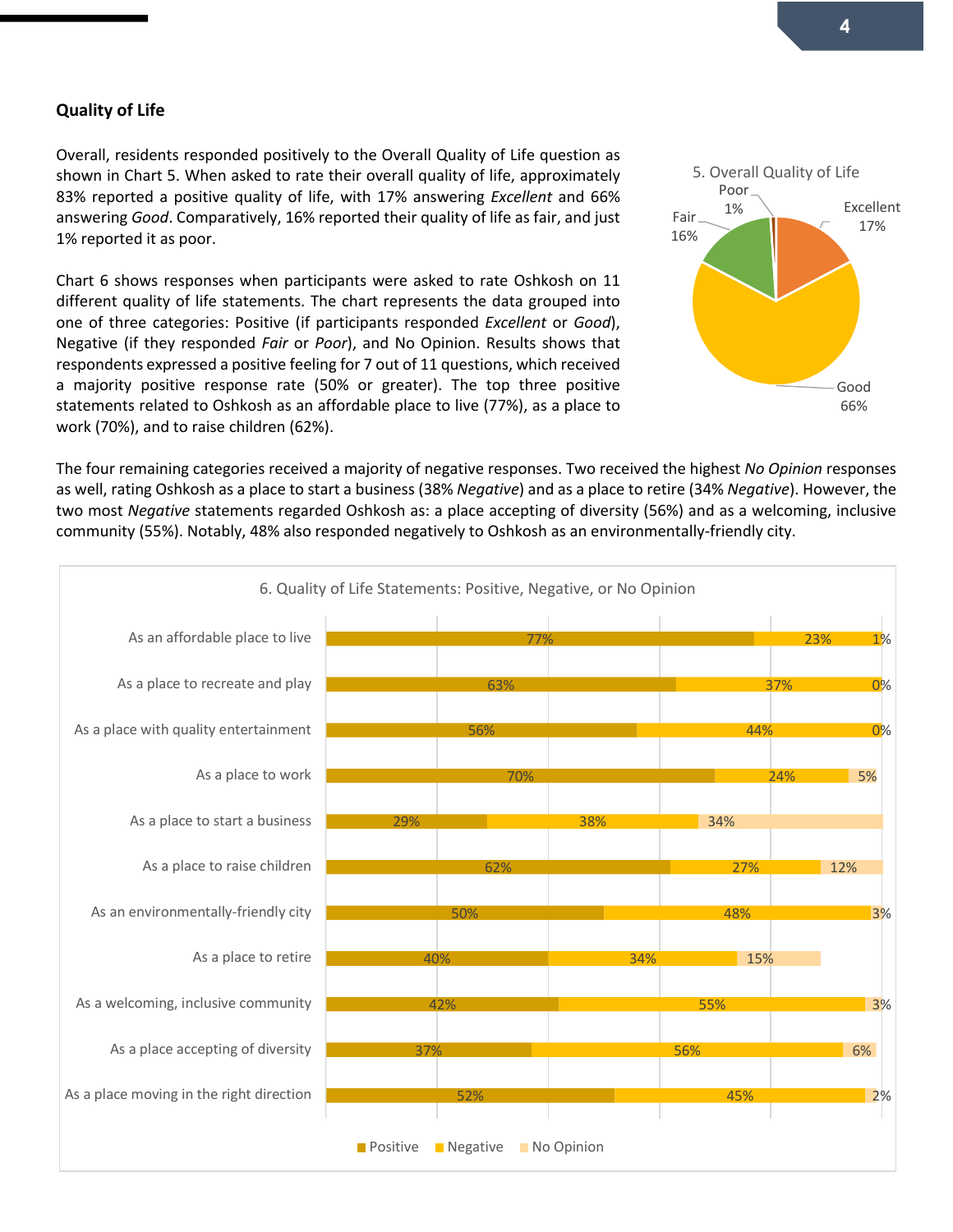## Quality of Life

Overall, residents responded positively to the Overall Quality of Life question as shown in Chart 5. When asked to rate their overall quality of life, approximately 83% reported a positive quality of life, with 17% answering *Excellent* and 66% answering *Good*. Comparatively, 16% reported their quality of life as fair, and just 1% reported it as poor.

Chart 6 shows responses when participants were asked to rate Oshkosh on 11 different quality of life statements. The chart represents the data grouped into one of three categories: Positive (if participants responded *Excellent* or *Good*), Negative (if they responded *Fair* or *Poor*), and No Opinion. Results shows that respondents expressed a positive feeling for 7 out of 11 questions, which received a majority positive response rate (50% or greater). The top three positive statements related to Oshkosh as an affordable place to live (77%), as a place to work (70%), and to raise children (62%).

5. Overall Quality of Life

| Rating | Percent |
|---|---|
| Excellent | 17% |
| Good | 66% |
| Fair | 16% |
| Poor | 1% |

The four remaining categories received a majority of negative responses. Two received the highest *No Opinion* responses as well, rating Oshkosh as a place to start a business (38% *Negative*) and as a place to retire (34% *Negative*). However, the two most *Negative* statements regarded Oshkosh as: a place accepting of diversity (56%) and as a welcoming, inclusive community (55%). Notably, 48% also responded negatively to Oshkosh as an environmentally-friendly city.

6. Quality of Life Statements: Positive, Negative, or No Opinion

| Statement | Positive | Negative | No Opinion |
|---|---|---|---|
| As an affordable place to live | 77% | 23% | 1% |
| As a place to recreate and play | 63% | 37% | 0% |
| As a place with quality entertainment | 56% | 44% | 0% |
| As a place to work | 70% | 24% | 5% |
| As a place to start a business | 29% | 38% | 34% |
| As a place to raise children | 62% | 27% | 12% |
| As an environmentally-friendly city | 50% | 48% | 3% |
| As a place to retire | 40% | 34% | 15% |
| As a welcoming, inclusive community | 42% | 55% | 3% |
| As a place accepting of diversity | 37% | 56% | 6% |
| As a place moving in the right direction | 52% | 45% | 2% |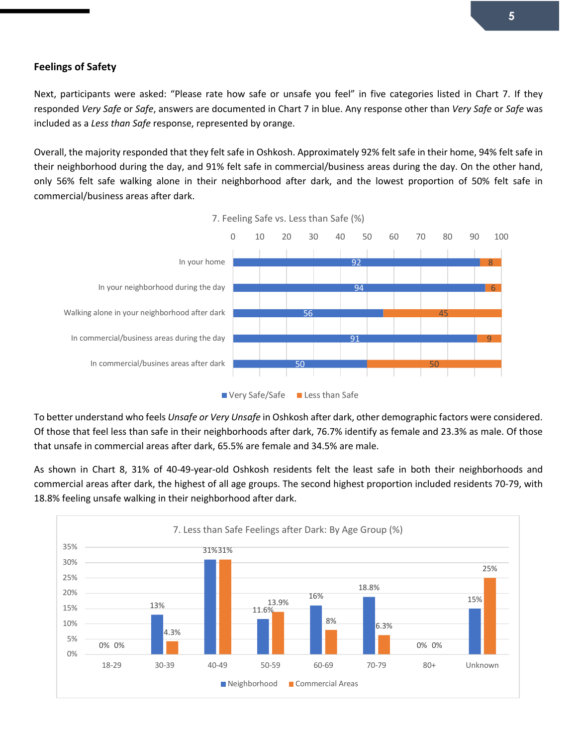## Feelings of Safety

Next, participants were asked: "Please rate how safe or unsafe you feel" in five categories listed in Chart 7. If they responded *Very Safe* or *Safe*, answers are documented in Chart 7 in blue. Any response other than *Very Safe* or *Safe* was included as a *Less than Safe* response, represented by orange.

Overall, the majority responded that they felt safe in Oshkosh. Approximately 92% felt safe in their home, 94% felt safe in their neighborhood during the day, and 91% felt safe in commercial/business areas during the day. On the other hand, only 56% felt safe walking alone in their neighborhood after dark, and the lowest proportion of 50% felt safe in commercial/business areas after dark.

7. Feeling Safe vs. Less than Safe (%)

| | Very Safe/Safe | Less than Safe |
|---|---|---|
| In your home | 92 | 8 |
| In your neighborhood during the day | 94 | 6 |
| Walking alone in your neighborhood after dark | 56 | 45 |
| In commercial/business areas during the day | 91 | 9 |
| In commercial/busines areas after dark | 50 | 50 |

To better understand who feels *Unsafe or Very Unsafe* in Oshkosh after dark, other demographic factors were considered. Of those that feel less than safe in their neighborhoods after dark, 76.7% identify as female and 23.3% as male. Of those that unsafe in commercial areas after dark, 65.5% are female and 34.5% are male.

As shown in Chart 8, 31% of 40-49-year-old Oshkosh residents felt the least safe in both their neighborhoods and commercial areas after dark, the highest of all age groups. The second highest proportion included residents 70-79, with 18.8% feeling unsafe walking in their neighborhood after dark.

7. Less than Safe Feelings after Dark: By Age Group (%)

| Age Group | Neighborhood | Commercial Areas |
|---|---|---|
| 18-29 | 0% | 0% |
| 30-39 | 13% | 4.3% |
| 40-49 | 31% | 31% |
| 50-59 | 11.6% | 13.9% |
| 60-69 | 16% | 8% |
| 70-79 | 18.8% | 6.3% |
| 80+ | 0% | 0% |
| Unknown | 15% | 25% |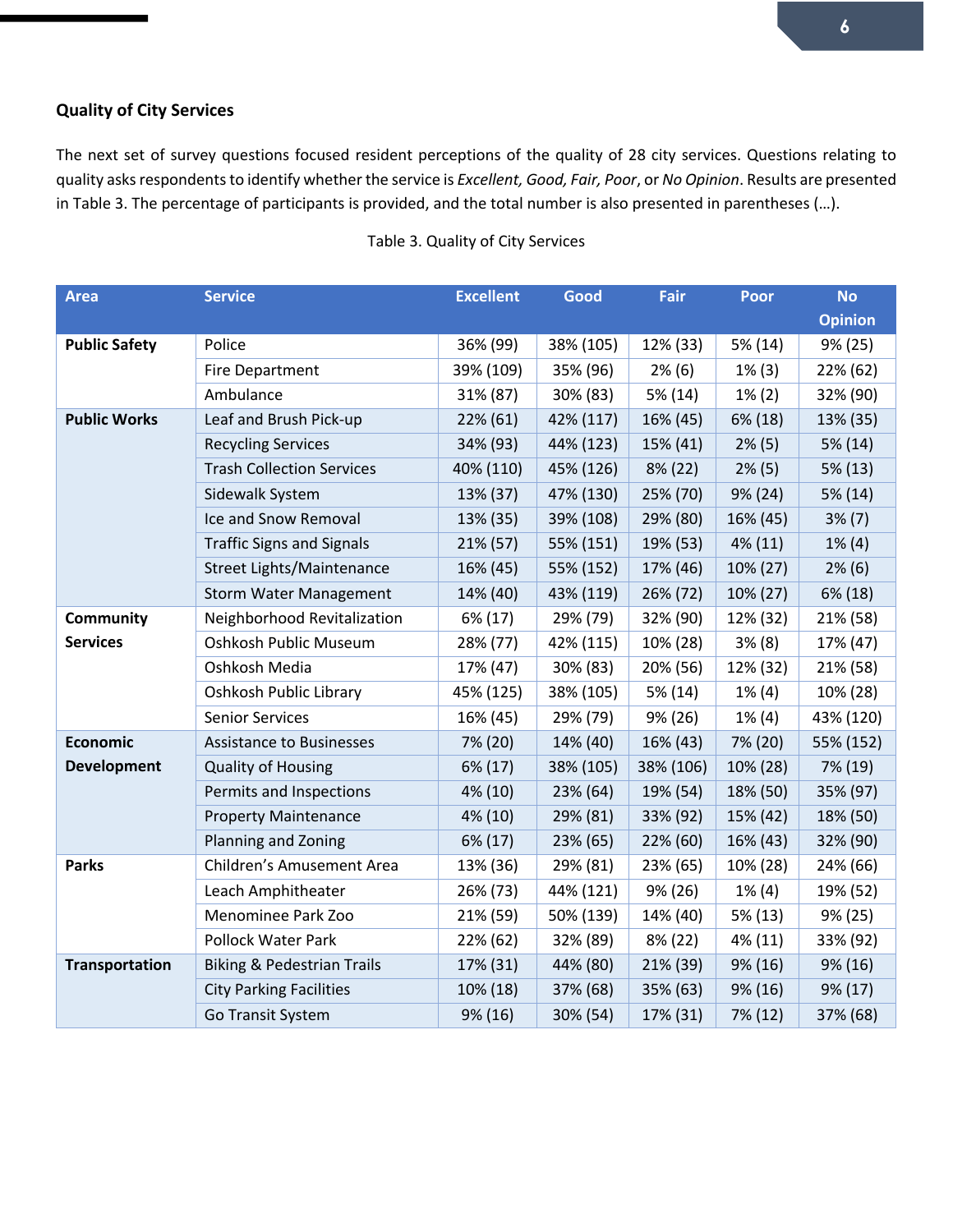### Quality of City Services

The next set of survey questions focused resident perceptions of the quality of 28 city services. Questions relating to quality asks respondents to identify whether the service is *Excellent, Good, Fair, Poor*, or *No Opinion*. Results are presented in Table 3. The percentage of participants is provided, and the total number is also presented in parentheses (…).

Table 3. Quality of City Services

| Area | Service | Excellent | Good | Fair | Poor | No Opinion |
|---|---|---|---|---|---|---|
| **Public Safety** | Police | 36% (99) | 38% (105) | 12% (33) | 5% (14) | 9% (25) |
| | Fire Department | 39% (109) | 35% (96) | 2% (6) | 1% (3) | 22% (62) |
| | Ambulance | 31% (87) | 30% (83) | 5% (14) | 1% (2) | 32% (90) |
| **Public Works** | Leaf and Brush Pick-up | 22% (61) | 42% (117) | 16% (45) | 6% (18) | 13% (35) |
| | Recycling Services | 34% (93) | 44% (123) | 15% (41) | 2% (5) | 5% (14) |
| | Trash Collection Services | 40% (110) | 45% (126) | 8% (22) | 2% (5) | 5% (13) |
| | Sidewalk System | 13% (37) | 47% (130) | 25% (70) | 9% (24) | 5% (14) |
| | Ice and Snow Removal | 13% (35) | 39% (108) | 29% (80) | 16% (45) | 3% (7) |
| | Traffic Signs and Signals | 21% (57) | 55% (151) | 19% (53) | 4% (11) | 1% (4) |
| | Street Lights/Maintenance | 16% (45) | 55% (152) | 17% (46) | 10% (27) | 2% (6) |
| | Storm Water Management | 14% (40) | 43% (119) | 26% (72) | 10% (27) | 6% (18) |
| **Community Services** | Neighborhood Revitalization | 6% (17) | 29% (79) | 32% (90) | 12% (32) | 21% (58) |
| | Oshkosh Public Museum | 28% (77) | 42% (115) | 10% (28) | 3% (8) | 17% (47) |
| | Oshkosh Media | 17% (47) | 30% (83) | 20% (56) | 12% (32) | 21% (58) |
| | Oshkosh Public Library | 45% (125) | 38% (105) | 5% (14) | 1% (4) | 10% (28) |
| | Senior Services | 16% (45) | 29% (79) | 9% (26) | 1% (4) | 43% (120) |
| **Economic Development** | Assistance to Businesses | 7% (20) | 14% (40) | 16% (43) | 7% (20) | 55% (152) |
| | Quality of Housing | 6% (17) | 38% (105) | 38% (106) | 10% (28) | 7% (19) |
| | Permits and Inspections | 4% (10) | 23% (64) | 19% (54) | 18% (50) | 35% (97) |
| | Property Maintenance | 4% (10) | 29% (81) | 33% (92) | 15% (42) | 18% (50) |
| | Planning and Zoning | 6% (17) | 23% (65) | 22% (60) | 16% (43) | 32% (90) |
| **Parks** | Children's Amusement Area | 13% (36) | 29% (81) | 23% (65) | 10% (28) | 24% (66) |
| | Leach Amphitheater | 26% (73) | 44% (121) | 9% (26) | 1% (4) | 19% (52) |
| | Menominee Park Zoo | 21% (59) | 50% (139) | 14% (40) | 5% (13) | 9% (25) |
| | Pollock Water Park | 22% (62) | 32% (89) | 8% (22) | 4% (11) | 33% (92) |
| **Transportation** | Biking & Pedestrian Trails | 17% (31) | 44% (80) | 21% (39) | 9% (16) | 9% (16) |
| | City Parking Facilities | 10% (18) | 37% (68) | 35% (63) | 9% (16) | 9% (17) |
| | Go Transit System | 9% (16) | 30% (54) | 17% (31) | 7% (12) | 37% (68) |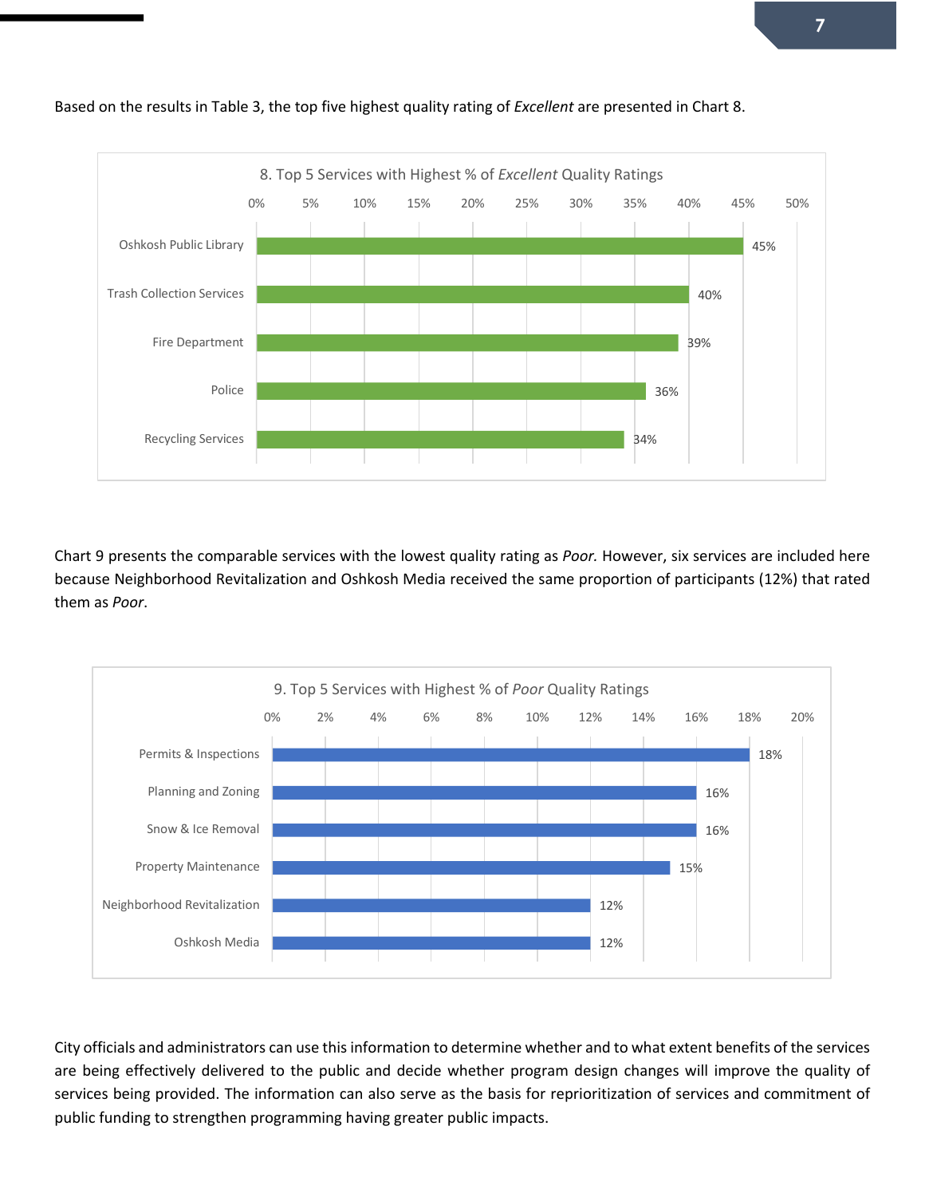Based on the results in Table 3, the top five highest quality rating of *Excellent* are presented in Chart 8.

**8. Top 5 Services with Highest % of *Excellent* Quality Ratings**

| Service | % |
|---|---|
| Oshkosh Public Library | 45% |
| Trash Collection Services | 40% |
| Fire Department | 39% |
| Police | 36% |
| Recycling Services | 34% |

Chart 9 presents the comparable services with the lowest quality rating as *Poor.* However, six services are included here because Neighborhood Revitalization and Oshkosh Media received the same proportion of participants (12%) that rated them as *Poor*.

**9. Top 5 Services with Highest % of *Poor* Quality Ratings**

| Service | % |
|---|---|
| Permits & Inspections | 18% |
| Planning and Zoning | 16% |
| Snow & Ice Removal | 16% |
| Property Maintenance | 15% |
| Neighborhood Revitalization | 12% |
| Oshkosh Media | 12% |

City officials and administrators can use this information to determine whether and to what extent benefits of the services are being effectively delivered to the public and decide whether program design changes will improve the quality of services being provided. The information can also serve as the basis for reprioritization of services and commitment of public funding to strengthen programming having greater public impacts.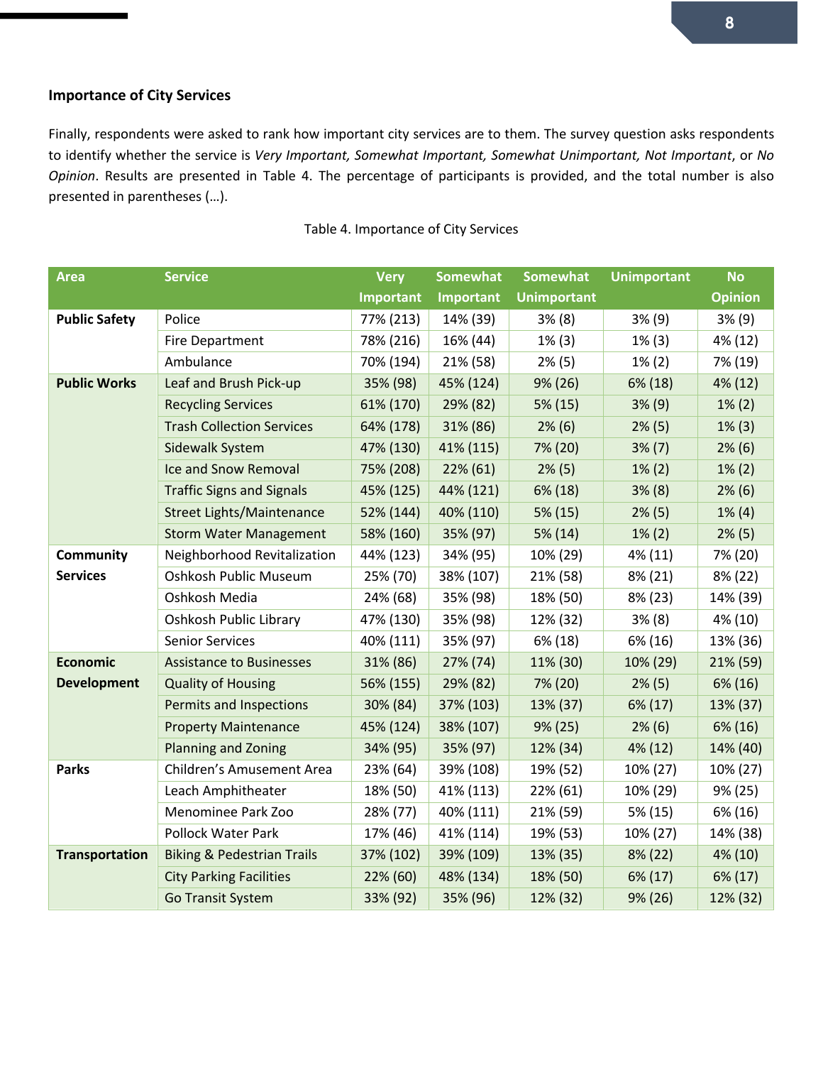### Importance of City Services

Finally, respondents were asked to rank how important city services are to them. The survey question asks respondents to identify whether the service is *Very Important, Somewhat Important, Somewhat Unimportant, Not Important*, or *No Opinion*. Results are presented in Table 4. The percentage of participants is provided, and the total number is also presented in parentheses (…).

Table 4. Importance of City Services

| Area | Service | Very Important | Somewhat Important | Somewhat Unimportant | Unimportant | No Opinion |
|---|---|---|---|---|---|---|
| **Public Safety** | Police | 77% (213) | 14% (39) | 3% (8) | 3% (9) | 3% (9) |
| | Fire Department | 78% (216) | 16% (44) | 1% (3) | 1% (3) | 4% (12) |
| | Ambulance | 70% (194) | 21% (58) | 2% (5) | 1% (2) | 7% (19) |
| **Public Works** | Leaf and Brush Pick-up | 35% (98) | 45% (124) | 9% (26) | 6% (18) | 4% (12) |
| | Recycling Services | 61% (170) | 29% (82) | 5% (15) | 3% (9) | 1% (2) |
| | Trash Collection Services | 64% (178) | 31% (86) | 2% (6) | 2% (5) | 1% (3) |
| | Sidewalk System | 47% (130) | 41% (115) | 7% (20) | 3% (7) | 2% (6) |
| | Ice and Snow Removal | 75% (208) | 22% (61) | 2% (5) | 1% (2) | 1% (2) |
| | Traffic Signs and Signals | 45% (125) | 44% (121) | 6% (18) | 3% (8) | 2% (6) |
| | Street Lights/Maintenance | 52% (144) | 40% (110) | 5% (15) | 2% (5) | 1% (4) |
| | Storm Water Management | 58% (160) | 35% (97) | 5% (14) | 1% (2) | 2% (5) |
| **Community Services** | Neighborhood Revitalization | 44% (123) | 34% (95) | 10% (29) | 4% (11) | 7% (20) |
| | Oshkosh Public Museum | 25% (70) | 38% (107) | 21% (58) | 8% (21) | 8% (22) |
| | Oshkosh Media | 24% (68) | 35% (98) | 18% (50) | 8% (23) | 14% (39) |
| | Oshkosh Public Library | 47% (130) | 35% (98) | 12% (32) | 3% (8) | 4% (10) |
| | Senior Services | 40% (111) | 35% (97) | 6% (18) | 6% (16) | 13% (36) |
| **Economic Development** | Assistance to Businesses | 31% (86) | 27% (74) | 11% (30) | 10% (29) | 21% (59) |
| | Quality of Housing | 56% (155) | 29% (82) | 7% (20) | 2% (5) | 6% (16) |
| | Permits and Inspections | 30% (84) | 37% (103) | 13% (37) | 6% (17) | 13% (37) |
| | Property Maintenance | 45% (124) | 38% (107) | 9% (25) | 2% (6) | 6% (16) |
| | Planning and Zoning | 34% (95) | 35% (97) | 12% (34) | 4% (12) | 14% (40) |
| **Parks** | Children's Amusement Area | 23% (64) | 39% (108) | 19% (52) | 10% (27) | 10% (27) |
| | Leach Amphitheater | 18% (50) | 41% (113) | 22% (61) | 10% (29) | 9% (25) |
| | Menominee Park Zoo | 28% (77) | 40% (111) | 21% (59) | 5% (15) | 6% (16) |
| | Pollock Water Park | 17% (46) | 41% (114) | 19% (53) | 10% (27) | 14% (38) |
| **Transportation** | Biking & Pedestrian Trails | 37% (102) | 39% (109) | 13% (35) | 8% (22) | 4% (10) |
| | City Parking Facilities | 22% (60) | 48% (134) | 18% (50) | 6% (17) | 6% (17) |
| | Go Transit System | 33% (92) | 35% (96) | 12% (32) | 9% (26) | 12% (32) |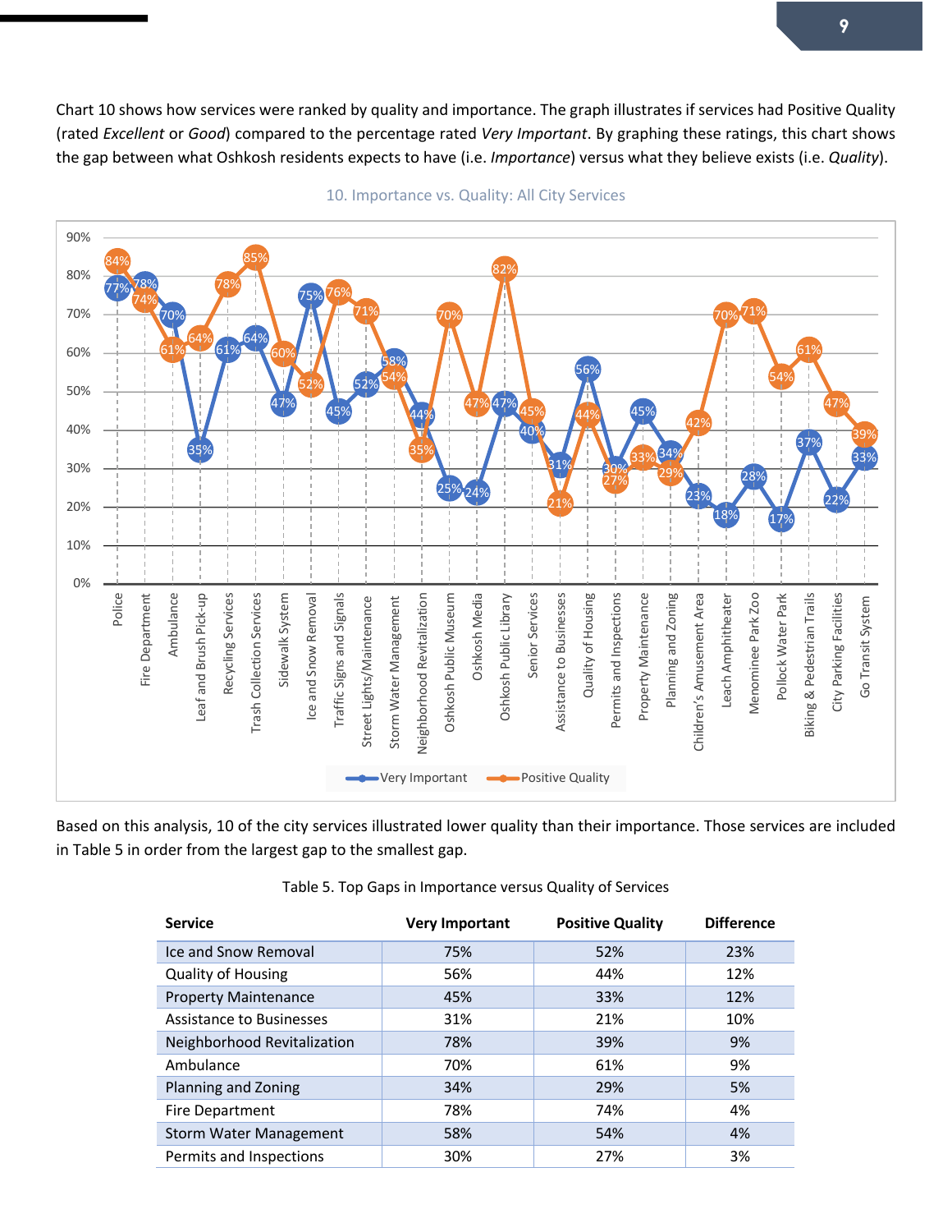Chart 10 shows how services were ranked by quality and importance. The graph illustrates if services had Positive Quality (rated *Excellent* or *Good*) compared to the percentage rated *Very Important*. By graphing these ratings, this chart shows the gap between what Oshkosh residents expects to have (i.e. *Importance*) versus what they believe exists (i.e. *Quality*).

10. Importance vs. Quality: All City Services

| Service | Very Important | Positive Quality |
|---|---|---|
| Police | 77% | 84% |
| Fire Department | 78% | 74% |
| Ambulance | 70% | 61% |
| Leaf and Brush Pick-up | 35% | 64% |
| Recycling Services | 61% | 78% |
| Trash Collection Services | 64% | 85% |
| Sidewalk System | 47% | 60% |
| Ice and Snow Removal | 75% | 52% |
| Traffic Signs and Signals | 45% | 76% |
| Street Lights/Maintenance | 52% | 71% |
| Storm Water Management | 58% | 54% |
| Neighborhood Revitalization | 44% | 35% |
| Oshkosh Public Museum | 25% | 70% |
| Oshkosh Media | 24% | 47% |
| Oshkosh Public Library | 47% | 82% |
| Senior Services | 40% | 45% |
| Assistance to Businesses | 31% | 21% |
| Quality of Housing | 56% | 44% |
| Permits and Inspections | 30% | 27% |
| Property Maintenance | 45% | 33% |
| Planning and Zoning | 34% | 29% |
| Children's Amusement Area | 23% | 42% |
| Leach Amphitheater | 18% | 70% |
| Menominee Park Zoo | 28% | 71% |
| Pollock Water Park | 17% | 54% |
| Biking & Pedestrian Trails | 37% | 61% |
| City Parking Facilities | 22% | 47% |
| Go Transit System | 33% | 39% |

Based on this analysis, 10 of the city services illustrated lower quality than their importance. Those services are included in Table 5 in order from the largest gap to the smallest gap.

Table 5. Top Gaps in Importance versus Quality of Services

| Service | Very Important | Positive Quality | Difference |
|---|---|---|---|
| Ice and Snow Removal | 75% | 52% | 23% |
| Quality of Housing | 56% | 44% | 12% |
| Property Maintenance | 45% | 33% | 12% |
| Assistance to Businesses | 31% | 21% | 10% |
| Neighborhood Revitalization | 78% | 39% | 9% |
| Ambulance | 70% | 61% | 9% |
| Planning and Zoning | 34% | 29% | 5% |
| Fire Department | 78% | 74% | 4% |
| Storm Water Management | 58% | 54% | 4% |
| Permits and Inspections | 30% | 27% | 3% |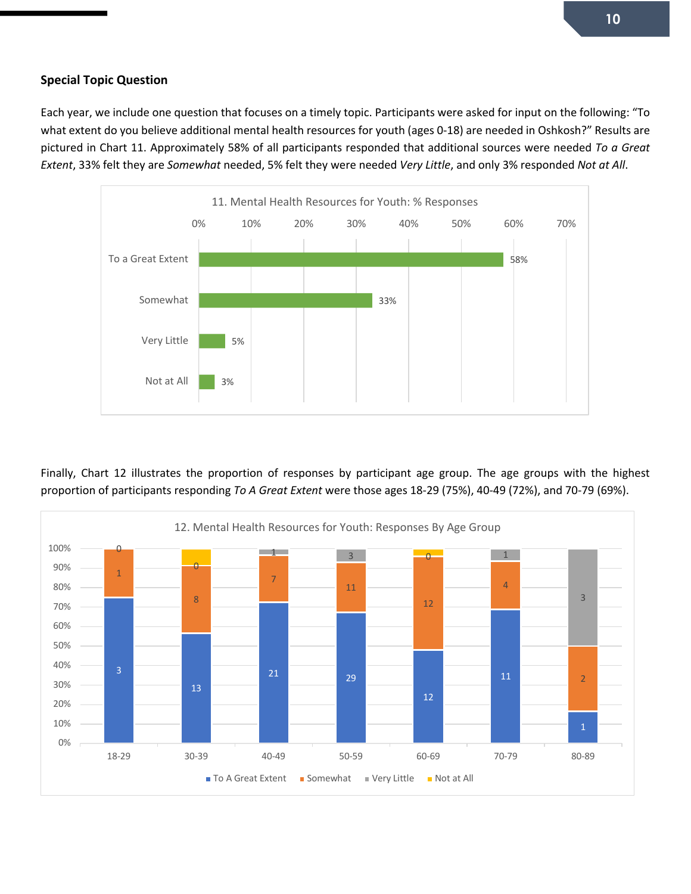**Special Topic Question**

Each year, we include one question that focuses on a timely topic. Participants were asked for input on the following: "To what extent do you believe additional mental health resources for youth (ages 0-18) are needed in Oshkosh?" Results are pictured in Chart 11. Approximately 58% of all participants responded that additional sources were needed *To a Great Extent*, 33% felt they are *Somewhat* needed, 5% felt they were needed *Very Little*, and only 3% responded *Not at All*.

11. Mental Health Resources for Youth: % Responses

| Response | % |
|---|---|
| To a Great Extent | 58% |
| Somewhat | 33% |
| Very Little | 5% |
| Not at All | 3% |

Finally, Chart 12 illustrates the proportion of responses by participant age group. The age groups with the highest proportion of participants responding *To A Great Extent* were those ages 18-29 (75%), 40-49 (72%), and 70-79 (69%).

12. Mental Health Resources for Youth: Responses By Age Group

| Age Group | To A Great Extent | Somewhat | Very Little | Not at All |
|---|---|---|---|---|
| 18-29 | 3 | 1 | | 0 |
| 30-39 | 13 | 8 | 0 | |
| 40-49 | 21 | 7 | 1 | |
| 50-59 | 29 | 11 | 3 | |
| 60-69 | 12 | 12 | 0 | |
| 70-79 | 11 | 4 | 1 | |
| 80-89 | 1 | 2 | 3 | |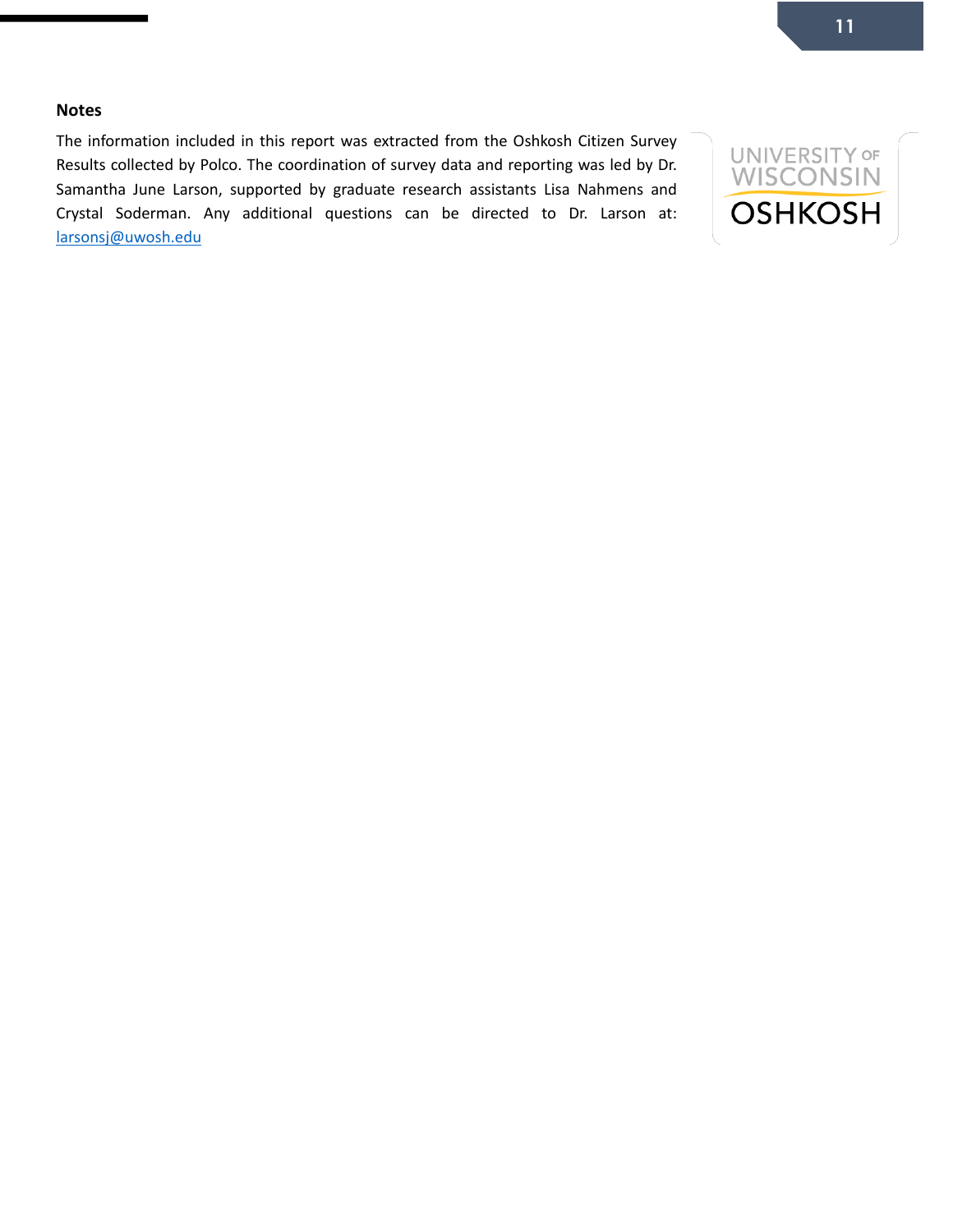### Notes

The information included in this report was extracted from the Oshkosh Citizen Survey Results collected by Polco. The coordination of survey data and reporting was led by Dr. Samantha June Larson, supported by graduate research assistants Lisa Nahmens and Crystal Soderman. Any additional questions can be directed to Dr. Larson at: larsonsj@uwosh.edu

UNIVERSITY OF WISCONSIN OSHKOSH